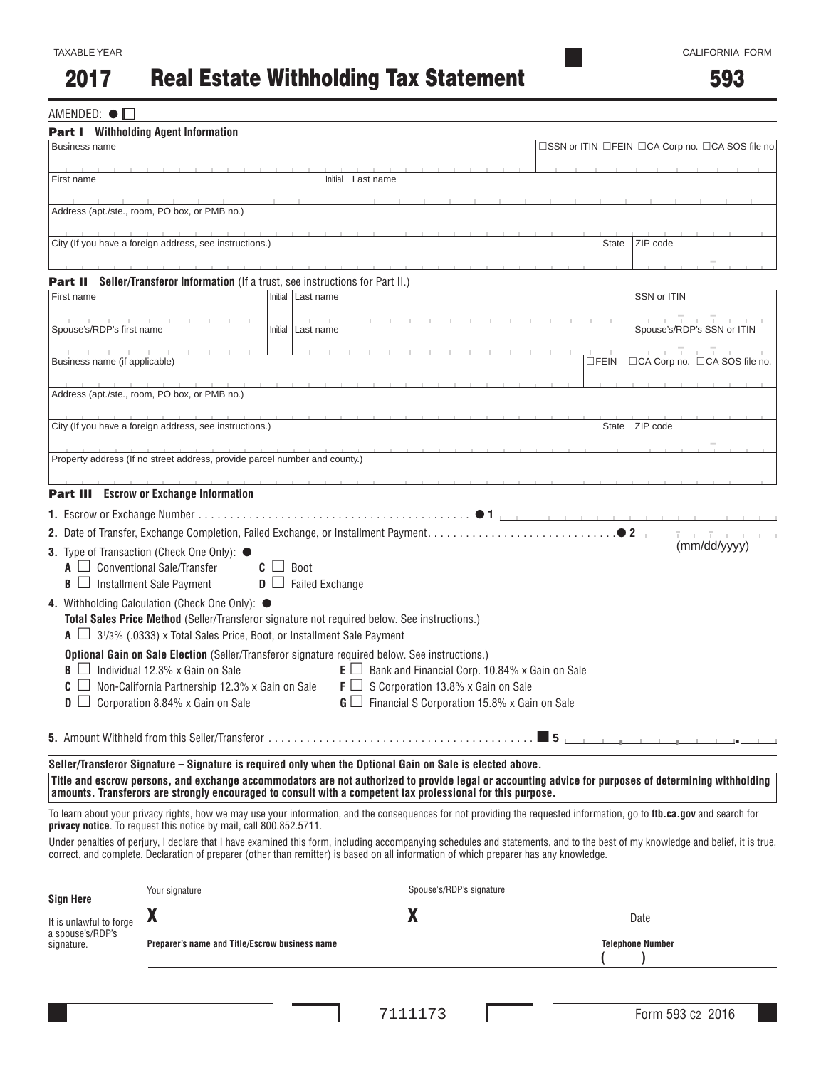TAXABLE YEAR

# 2017 Real Estate Withholding Tax Statement

CALIFORNIA FORM

# 593

AMENDED: ● ☐

**Part I Withholding Agent Information**

| Business name | | ☐SSN or ITIN ☐FEIN ☐CA Corp no. ☐CA SOS file no. |
|---|---|---|
| First name | Initial | Last name |
| Address (apt./ste., room, PO box, or PMB no.) | | |
| City (If you have a foreign address, see instructions.) | State | ZIP code |

**Part II Seller/Transferor Information** (If a trust, see instructions for Part II.)

| First name | Initial | Last name | SSN or ITIN |
|---|---|---|---|
| Spouse's/RDP's first name | Initial | Last name | Spouse's/RDP's SSN or ITIN |
| Business name (if applicable) | | | ☐FEIN ☐CA Corp no. ☐CA SOS file no. |
| Address (apt./ste., room, PO box, or PMB no.) | | | |
| City (If you have a foreign address, see instructions.) | | State | ZIP code |
| Property address (If no street address, provide parcel number and county.) | | | |

**Part III Escrow or Exchange Information**

**1.** Escrow or Exchange Number . . . . . . . . . . . . . . . . . . . . . . . . . . . . . . . . . . . . . . . . . . ● 1 ________

**2.** Date of Transfer, Exchange Completion, Failed Exchange, or Installment Payment. . . . . . . . . . . . . . . . . . . . . . . . . . . . . ● 2 ________ (mm/dd/yyyy)

**3.** Type of Transaction (Check One Only): ●

- **A** ☐ Conventional Sale/Transfer
- **B** ☐ Installment Sale Payment
- **C** ☐ Boot
- **D** ☐ Failed Exchange

**4.** Withholding Calculation (Check One Only): ●

**Total Sales Price Method** (Seller/Transferor signature not required below. See instructions.)

- **A** ☐ 3[1]/3% (.0333) x Total Sales Price, Boot, or Installment Sale Payment

**Optional Gain on Sale Election** (Seller/Transferor signature required below. See instructions.)

- **B** ☐ Individual 12.3% x Gain on Sale
- **C** ☐ Non-California Partnership 12.3% x Gain on Sale
- **D** ☐ Corporation 8.84% x Gain on Sale
- **E** ☐ Bank and Financial Corp. 10.84% x Gain on Sale
- **F** ☐ S Corporation 13.8% x Gain on Sale
- **G** ☐ Financial S Corporation 15.8% x Gain on Sale

**5.** Amount Withheld from this Seller/Transferor . . . . . . . . . . . . . . . . . . . . . . . . . . . . . . . . . . . . . . . . . ■ 5 ________

**Seller/Transferor Signature – Signature is required only when the Optional Gain on Sale is elected above.**

**Title and escrow persons, and exchange accommodators are not authorized to provide legal or accounting advice for purposes of determining withholding amounts. Transferors are strongly encouraged to consult with a competent tax professional for this purpose.**

To learn about your privacy rights, how we may use your information, and the consequences for not providing the requested information, go to **ftb.ca.gov** and search for **privacy notice**. To request this notice by mail, call 800.852.5711.

Under penalties of perjury, I declare that I have examined this form, including accompanying schedules and statements, and to the best of my knowledge and belief, it is true, correct, and complete. Declaration of preparer (other than remitter) is based on all information of which preparer has any knowledge.

**Sign Here**

It is unlawful to forge a spouse's/RDP's signature.

Your signature X ________ Spouse's/RDP's signature X ________ Date ________

**Preparer's name and Title/Escrow business name** ________ **Telephone Number** ( )

7111173

Form 593 C2 2016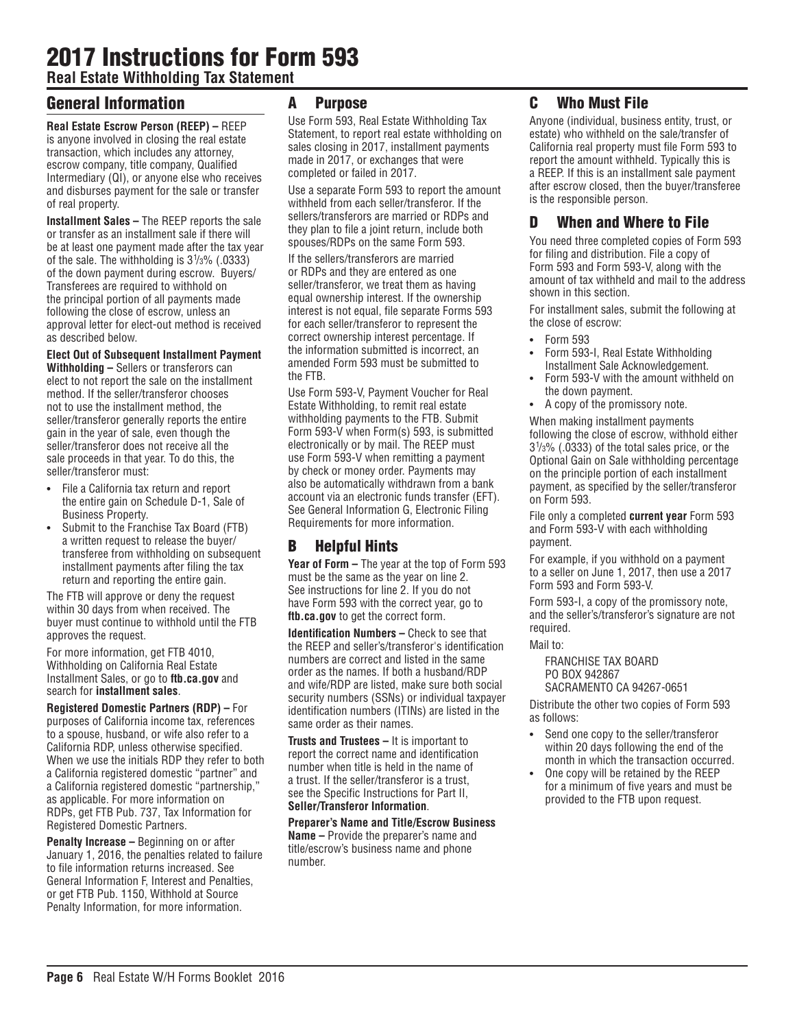# 2017 Instructions for Form 593

**Real Estate Withholding Tax Statement**

## General Information

**Real Estate Escrow Person (REEP) –** REEP is anyone involved in closing the real estate transaction, which includes any attorney, escrow company, title company, Qualified Intermediary (QI), or anyone else who receives and disburses payment for the sale or transfer of real property.

**Installment Sales –** The REEP reports the sale or transfer as an installment sale if there will be at least one payment made after the tax year of the sale. The withholding is $3^1/_3$% (.0333) of the down payment during escrow. Buyers/Transferees are required to withhold on the principal portion of all payments made following the close of escrow, unless an approval letter for elect-out method is received as described below.

**Elect Out of Subsequent Installment Payment Withholding –** Sellers or transferors can elect to not report the sale on the installment method. If the seller/transferor chooses not to use the installment method, the seller/transferor generally reports the entire gain in the year of sale, even though the seller/transferor does not receive all the sale proceeds in that year. To do this, the seller/transferor must:

- File a California tax return and report the entire gain on Schedule D-1, Sale of Business Property.
- Submit to the Franchise Tax Board (FTB) a written request to release the buyer/transferee from withholding on subsequent installment payments after filing the tax return and reporting the entire gain.

The FTB will approve or deny the request within 30 days from when received. The buyer must continue to withhold until the FTB approves the request.

For more information, get FTB 4010, Withholding on California Real Estate Installment Sales, or go to **ftb.ca.gov** and search for **installment sales**.

**Registered Domestic Partners (RDP) –** For purposes of California income tax, references to a spouse, husband, or wife also refer to a California RDP, unless otherwise specified. When we use the initials RDP they refer to both a California registered domestic "partner" and a California registered domestic "partnership," as applicable. For more information on RDPs, get FTB Pub. 737, Tax Information for Registered Domestic Partners.

**Penalty Increase –** Beginning on or after January 1, 2016, the penalties related to failure to file information returns increased. See General Information F, Interest and Penalties, or get FTB Pub. 1150, Withhold at Source Penalty Information, for more information.

## A Purpose

Use Form 593, Real Estate Withholding Tax Statement, to report real estate withholding on sales closing in 2017, installment payments made in 2017, or exchanges that were completed or failed in 2017.

Use a separate Form 593 to report the amount withheld from each seller/transferor. If the sellers/transferors are married or RDPs and they plan to file a joint return, include both spouses/RDPs on the same Form 593.

If the sellers/transferors are married or RDPs and they are entered as one seller/transferor, we treat them as having equal ownership interest. If the ownership interest is not equal, file separate Forms 593 for each seller/transferor to represent the correct ownership interest percentage. If the information submitted is incorrect, an amended Form 593 must be submitted to the FTB.

Use Form 593-V, Payment Voucher for Real Estate Withholding, to remit real estate withholding payments to the FTB. Submit Form 593-V when Form(s) 593, is submitted electronically or by mail. The REEP must use Form 593-V when remitting a payment by check or money order. Payments may also be automatically withdrawn from a bank account via an electronic funds transfer (EFT). See General Information G, Electronic Filing Requirements for more information.

## B Helpful Hints

**Year of Form –** The year at the top of Form 593 must be the same as the year on line 2. See instructions for line 2. If you do not have Form 593 with the correct year, go to **ftb.ca.gov** to get the correct form.

**Identification Numbers –** Check to see that the REEP and seller's/transferor's identification numbers are correct and listed in the same order as the names. If both a husband/RDP and wife/RDP are listed, make sure both social security numbers (SSNs) or individual taxpayer identification numbers (ITINs) are listed in the same order as their names.

**Trusts and Trustees –** It is important to report the correct name and identification number when title is held in the name of a trust. If the seller/transferor is a trust, see the Specific Instructions for Part II, **Seller/Transferor Information**.

**Preparer's Name and Title/Escrow Business Name –** Provide the preparer's name and title/escrow's business name and phone number.

## C Who Must File

Anyone (individual, business entity, trust, or estate) who withheld on the sale/transfer of California real property must file Form 593 to report the amount withheld. Typically this is a REEP. If this is an installment sale payment after escrow closed, then the buyer/transferee is the responsible person.

## D When and Where to File

You need three completed copies of Form 593 for filing and distribution. File a copy of Form 593 and Form 593-V, along with the amount of tax withheld and mail to the address shown in this section.

For installment sales, submit the following at the close of escrow:

- Form 593
- Form 593-I, Real Estate Withholding Installment Sale Acknowledgement.
- Form 593-V with the amount withheld on the down payment.
- A copy of the promissory note.

When making installment payments following the close of escrow, withhold either $3^1/_3$% (.0333) of the total sales price, or the Optional Gain on Sale withholding percentage on the principle portion of each installment payment, as specified by the seller/transferor on Form 593.

File only a completed **current year** Form 593 and Form 593-V with each withholding payment.

For example, if you withhold on a payment to a seller on June 1, 2017, then use a 2017 Form 593 and Form 593-V.

Form 593-I, a copy of the promissory note, and the seller's/transferor's signature are not required.

Mail to:

FRANCHISE TAX BOARD
PO BOX 942867
SACRAMENTO CA 94267-0651

Distribute the other two copies of Form 593 as follows:

- Send one copy to the seller/transferor within 20 days following the end of the month in which the transaction occurred.
- One copy will be retained by the REEP for a minimum of five years and must be provided to the FTB upon request.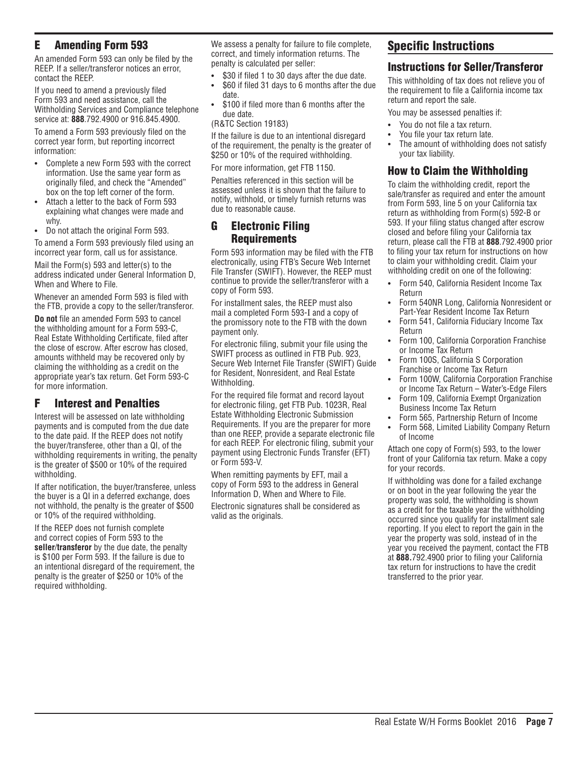## E Amending Form 593

An amended Form 593 can only be filed by the REEP. If a seller/transferor notices an error, contact the REEP.

If you need to amend a previously filed Form 593 and need assistance, call the Withholding Services and Compliance telephone service at: **888**.792.4900 or 916.845.4900.

To amend a Form 593 previously filed on the correct year form, but reporting incorrect information:

- Complete a new Form 593 with the correct information. Use the same year form as originally filed, and check the "Amended" box on the top left corner of the form.
- Attach a letter to the back of Form 593 explaining what changes were made and why.
- Do not attach the original Form 593.

To amend a Form 593 previously filed using an incorrect year form, call us for assistance.

Mail the Form(s) 593 and letter(s) to the address indicated under General Information D, When and Where to File.

Whenever an amended Form 593 is filed with the FTB, provide a copy to the seller/transferor.

**Do not** file an amended Form 593 to cancel the withholding amount for a Form 593-C, Real Estate Withholding Certificate, filed after the close of escrow. After escrow has closed, amounts withheld may be recovered only by claiming the withholding as a credit on the appropriate year's tax return. Get Form 593-C for more information.

## F Interest and Penalties

Interest will be assessed on late withholding payments and is computed from the due date to the date paid. If the REEP does not notify the buyer/transferee, other than a QI, of the withholding requirements in writing, the penalty is the greater of $500 or 10% of the required withholding.

If after notification, the buyer/transferee, unless the buyer is a QI in a deferred exchange, does not withhold, the penalty is the greater of $500 or 10% of the required withholding.

If the REEP does not furnish complete and correct copies of Form 593 to the **seller/transferor** by the due date, the penalty is $100 per Form 593. If the failure is due to an intentional disregard of the requirement, the penalty is the greater of $250 or 10% of the required withholding.

We assess a penalty for failure to file complete, correct, and timely information returns. The penalty is calculated per seller:

- $30 if filed 1 to 30 days after the due date.
- $60 if filed 31 days to 6 months after the due date.
- $100 if filed more than 6 months after the due date.

(R&TC Section 19183)

If the failure is due to an intentional disregard of the requirement, the penalty is the greater of $250 or 10% of the required withholding.

For more information, get FTB 1150.

Penalties referenced in this section will be assessed unless it is shown that the failure to notify, withhold, or timely furnish returns was due to reasonable cause.

## G Electronic Filing Requirements

Form 593 information may be filed with the FTB electronically, using FTB's Secure Web Internet File Transfer (SWIFT). However, the REEP must continue to provide the seller/transferor with a copy of Form 593.

For installment sales, the REEP must also mail a completed Form 593-I and a copy of the promissory note to the FTB with the down payment only.

For electronic filing, submit your file using the SWIFT process as outlined in FTB Pub. 923, Secure Web Internet File Transfer (SWIFT) Guide for Resident, Nonresident, and Real Estate Withholding.

For the required file format and record layout for electronic filing, get FTB Pub. 1023R, Real Estate Withholding Electronic Submission Requirements. If you are the preparer for more than one REEP, provide a separate electronic file for each REEP. For electronic filing, submit your payment using Electronic Funds Transfer (EFT) or Form 593-V.

When remitting payments by EFT, mail a copy of Form 593 to the address in General Information D, When and Where to File.

Electronic signatures shall be considered as valid as the originals.

# Specific Instructions

## Instructions for Seller/Transferor

This withholding of tax does not relieve you of the requirement to file a California income tax return and report the sale.

You may be assessed penalties if:

- You do not file a tax return.
- You file your tax return late.
- The amount of withholding does not satisfy your tax liability.

## How to Claim the Withholding

To claim the withholding credit, report the sale/transfer as required and enter the amount from Form 593, line 5 on your California tax return as withholding from Form(s) 592-B or 593. If your filing status changed after escrow closed and before filing your California tax return, please call the FTB at **888**.792.4900 prior to filing your tax return for instructions on how to claim your withholding credit. Claim your withholding credit on one of the following:

- Form 540, California Resident Income Tax Return
- Form 540NR Long, California Nonresident or Part-Year Resident Income Tax Return
- Form 541, California Fiduciary Income Tax Return
- Form 100, California Corporation Franchise or Income Tax Return
- Form 100S, California S Corporation Franchise or Income Tax Return
- Form 100W, California Corporation Franchise or Income Tax Return – Water's-Edge Filers
- Form 109, California Exempt Organization Business Income Tax Return
- Form 565, Partnership Return of Income
- Form 568, Limited Liability Company Return of Income

Attach one copy of Form(s) 593, to the lower front of your California tax return. Make a copy for your records.

If withholding was done for a failed exchange or on boot in the year following the year the property was sold, the withholding is shown as a credit for the taxable year the withholding occurred since you qualify for installment sale reporting. If you elect to report the gain in the year the property was sold, instead of in the year you received the payment, contact the FTB at **888.**792.4900 prior to filing your California tax return for instructions to have the credit transferred to the prior year.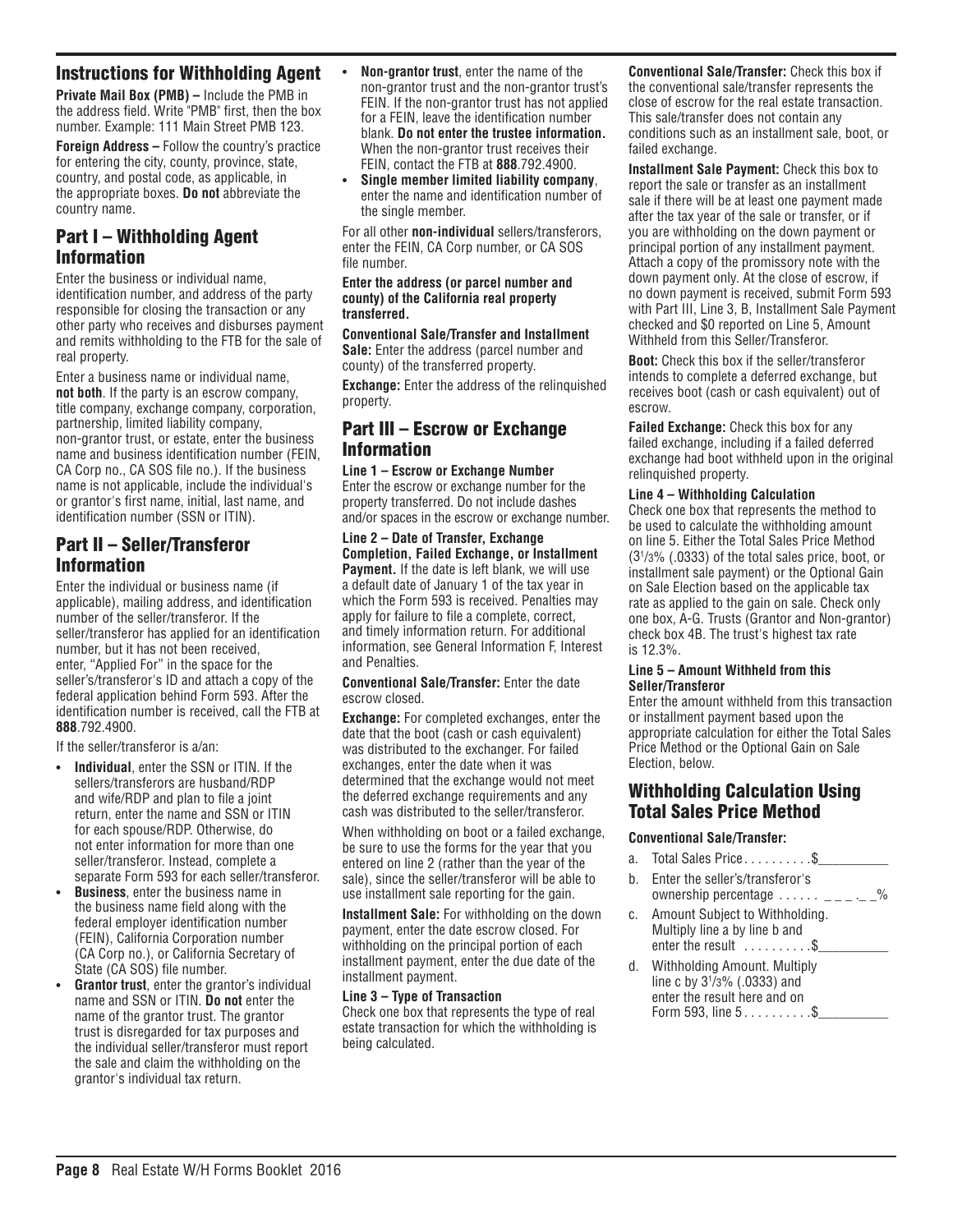## Instructions for Withholding Agent

**Private Mail Box (PMB) –** Include the PMB in the address field. Write "PMB" first, then the box number. Example: 111 Main Street PMB 123.

**Foreign Address –** Follow the country's practice for entering the city, county, province, state, country, and postal code, as applicable, in the appropriate boxes. **Do not** abbreviate the country name.

## Part I – Withholding Agent Information

Enter the business or individual name, identification number, and address of the party responsible for closing the transaction or any other party who receives and disburses payment and remits withholding to the FTB for the sale of real property.

Enter a business name or individual name, **not both**. If the party is an escrow company, title company, exchange company, corporation, partnership, limited liability company, non-grantor trust, or estate, enter the business name and business identification number (FEIN, CA Corp no., CA SOS file no.). If the business name is not applicable, include the individual's or grantor's first name, initial, last name, and identification number (SSN or ITIN).

## Part II – Seller/Transferor Information

Enter the individual or business name (if applicable), mailing address, and identification number of the seller/transferor. If the seller/transferor has applied for an identification number, but it has not been received, enter, "Applied For" in the space for the seller's/transferor's ID and attach a copy of the federal application behind Form 593. After the identification number is received, call the FTB at **888**.792.4900.

If the seller/transferor is a/an:

- **Individual**, enter the SSN or ITIN. If the sellers/transferors are husband/RDP and wife/RDP and plan to file a joint return, enter the name and SSN or ITIN for each spouse/RDP. Otherwise, do not enter information for more than one seller/transferor. Instead, complete a separate Form 593 for each seller/transferor.
- **Business**, enter the business name in the business name field along with the federal employer identification number (FEIN), California Corporation number (CA Corp no.), or California Secretary of State (CA SOS) file number.
- **Grantor trust**, enter the grantor's individual name and SSN or ITIN. **Do not** enter the name of the grantor trust. The grantor trust is disregarded for tax purposes and the individual seller/transferor must report the sale and claim the withholding on the grantor's individual tax return.
- **Non-grantor trust**, enter the name of the non-grantor trust and the non-grantor trust's FEIN. If the non-grantor trust has not applied for a FEIN, leave the identification number blank. **Do not enter the trustee information.** When the non-grantor trust receives their FEIN, contact the FTB at **888**.792.4900.
- **Single member limited liability company**, enter the name and identification number of the single member.

For all other **non-individual** sellers/transferors, enter the FEIN, CA Corp number, or CA SOS file number.

**Enter the address (or parcel number and county) of the California real property transferred.**

**Conventional Sale/Transfer and Installment Sale:** Enter the address (parcel number and county) of the transferred property.

**Exchange:** Enter the address of the relinquished property.

## Part III – Escrow or Exchange Information

**Line 1 – Escrow or Exchange Number**

Enter the escrow or exchange number for the property transferred. Do not include dashes and/or spaces in the escrow or exchange number.

**Line 2 – Date of Transfer, Exchange Completion, Failed Exchange, or Installment Payment.** If the date is left blank, we will use a default date of January 1 of the tax year in which the Form 593 is received. Penalties may apply for failure to file a complete, correct, and timely information return. For additional information, see General Information F, Interest and Penalties.

**Conventional Sale/Transfer:** Enter the date escrow closed.

**Exchange:** For completed exchanges, enter the date that the boot (cash or cash equivalent) was distributed to the exchanger. For failed exchanges, enter the date when it was determined that the exchange would not meet the deferred exchange requirements and any cash was distributed to the seller/transferor.

When withholding on boot or a failed exchange, be sure to use the forms for the year that you entered on line 2 (rather than the year of the sale), since the seller/transferor will be able to use installment sale reporting for the gain.

**Installment Sale:** For withholding on the down payment, enter the date escrow closed. For withholding on the principal portion of each installment payment, enter the due date of the installment payment.

**Line 3 – Type of Transaction**

Check one box that represents the type of real estate transaction for which the withholding is being calculated.

**Conventional Sale/Transfer:** Check this box if the conventional sale/transfer represents the close of escrow for the real estate transaction. This sale/transfer does not contain any conditions such as an installment sale, boot, or failed exchange.

**Installment Sale Payment:** Check this box to report the sale or transfer as an installment sale if there will be at least one payment made after the tax year of the sale or transfer, or if you are withholding on the down payment or principal portion of any installment payment. Attach a copy of the promissory note with the down payment only. At the close of escrow, if no down payment is received, submit Form 593 with Part III, Line 3, B, Installment Sale Payment checked and $0 reported on Line 5, Amount Withheld from this Seller/Transferor.

**Boot:** Check this box if the seller/transferor intends to complete a deferred exchange, but receives boot (cash or cash equivalent) out of escrow.

**Failed Exchange:** Check this box for any failed exchange, including if a failed deferred exchange had boot withheld upon in the original relinquished property.

**Line 4 – Withholding Calculation**

Check one box that represents the method to be used to calculate the withholding amount on line 5. Either the Total Sales Price Method ($3^1/_3$% (.0333) of the total sales price, boot, or installment sale payment) or the Optional Gain on Sale Election based on the applicable tax rate as applied to the gain on sale. Check only one box, A-G. Trusts (Grantor and Non-grantor) check box 4B. The trust's highest tax rate is 12.3%.

**Line 5 – Amount Withheld from this Seller/Transferor**

Enter the amount withheld from this transaction or installment payment based upon the appropriate calculation for either the Total Sales Price Method or the Optional Gain on Sale Election, below.

## Withholding Calculation Using Total Sales Price Method

**Conventional Sale/Transfer:**

a. Total Sales Price . . . . . . . . . .$__________

b. Enter the seller's/transferor's ownership percentage . . . . . . ___.__%

c. Amount Subject to Withholding. Multiply line a by line b and enter the result . . . . . . . . . .$__________

d. Withholding Amount. Multiply line c by $3^1/_3$% (.0333) and enter the result here and on Form 593, line 5 . . . . . . . . . .$__________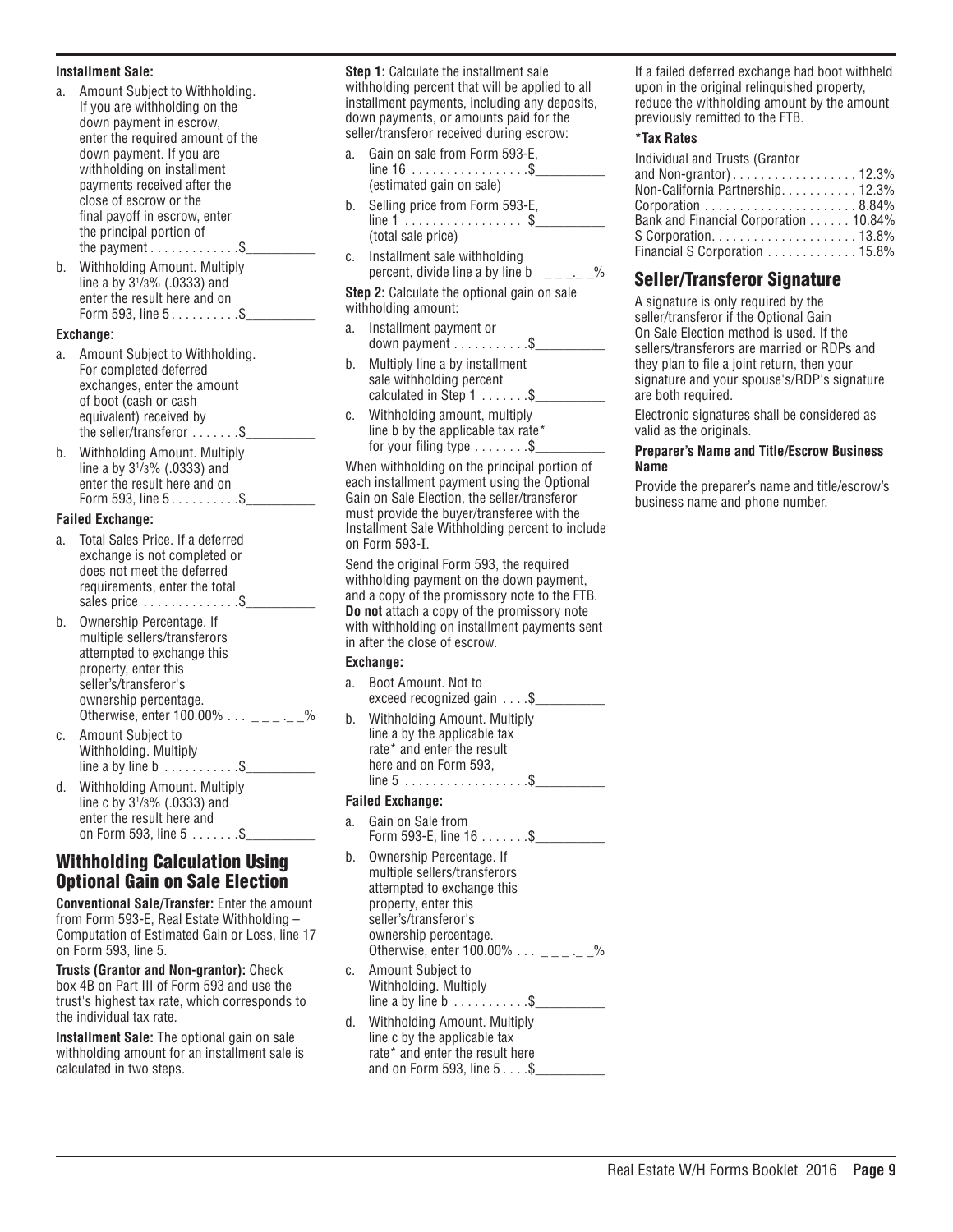**Installment Sale:**

a. Amount Subject to Withholding. If you are withholding on the down payment in escrow, enter the required amount of the down payment. If you are withholding on installment payments received after the close of escrow or the final payoff in escrow, enter the principal portion of the payment . . . . . . . . . . . .$__________

b. Withholding Amount. Multiply line a by $3^1/_3$% (.0333) and enter the result here and on Form 593, line 5 . . . . . . . . .$__________

**Exchange:**

a. Amount Subject to Withholding. For completed deferred exchanges, enter the amount of boot (cash or cash equivalent) received by the seller/transferor . . . . . . .$__________

b. Withholding Amount. Multiply line a by $3^1/_3$% (.0333) and enter the result here and on Form 593, line 5 . . . . . . . . .$__________

**Failed Exchange:**

a. Total Sales Price. If a deferred exchange is not completed or does not meet the deferred requirements, enter the total sales price . . . . . . . . . . . . . .$__________

b. Ownership Percentage. If multiple sellers/transferors attempted to exchange this property, enter this seller's/transferor's ownership percentage. Otherwise, enter 100.00% . . . ___.__%

c. Amount Subject to Withholding. Multiply line a by line b . . . . . . . . . . .$__________

d. Withholding Amount. Multiply line c by $3^1/_3$% (.0333) and enter the result here and on Form 593, line 5 . . . . . . .$__________

## Withholding Calculation Using Optional Gain on Sale Election

**Conventional Sale/Transfer:** Enter the amount from Form 593-E, Real Estate Withholding – Computation of Estimated Gain or Loss, line 17 on Form 593, line 5.

**Trusts (Grantor and Non-grantor):** Check box 4B on Part III of Form 593 and use the trust's highest tax rate, which corresponds to the individual tax rate.

**Installment Sale:** The optional gain on sale withholding amount for an installment sale is calculated in two steps.

**Step 1:** Calculate the installment sale withholding percent that will be applied to all installment payments, including any deposits, down payments, or amounts paid for the seller/transferor received during escrow:

a. Gain on sale from Form 593-E, line 16 . . . . . . . . . . . . . . . . .$__________ (estimated gain on sale)

b. Selling price from Form 593-E, line 1 . . . . . . . . . . . . . . . . . $__________ (total sale price)

c. Installment sale withholding percent, divide line a by line b ___.__%

**Step 2:** Calculate the optional gain on sale withholding amount:

a. Installment payment or down payment . . . . . . . . . . .$__________

b. Multiply line a by installment sale withholding percent calculated in Step 1 . . . . . . .$__________

c. Withholding amount, multiply line b by the applicable tax rate* for your filing type . . . . . . . .$__________

When withholding on the principal portion of each installment payment using the Optional Gain on Sale Election, the seller/transferor must provide the buyer/transferee with the Installment Sale Withholding percent to include on Form 593-I.

Send the original Form 593, the required withholding payment on the down payment, and a copy of the promissory note to the FTB. **Do not** attach a copy of the promissory note with withholding on installment payments sent in after the close of escrow.

**Exchange:**

a. Boot Amount. Not to exceed recognized gain . . . .$__________

b. Withholding Amount. Multiply line a by the applicable tax rate* and enter the result here and on Form 593, line 5 . . . . . . . . . . . . . . . . . .$__________

**Failed Exchange:**

a. Gain on Sale from Form 593-E, line 16 . . . . . . .$__________

b. Ownership Percentage. If multiple sellers/transferors attempted to exchange this property, enter this seller's/transferor's ownership percentage. Otherwise, enter 100.00% . . . ___.__%

c. Amount Subject to Withholding. Multiply line a by line b . . . . . . . . . . .$__________

d. Withholding Amount. Multiply line c by the applicable tax rate* and enter the result here and on Form 593, line 5 . . . .$__________

If a failed deferred exchange had boot withheld upon in the original relinquished property, reduce the withholding amount by the amount previously remitted to the FTB.

**\*Tax Rates**

Individual and Trusts (Grantor and Non-grantor) . . . . . . . . . . . . . . . . . . 12.3%
Non-California Partnership. . . . . . . . . . . 12.3%
Corporation . . . . . . . . . . . . . . . . . . . . . . 8.84%
Bank and Financial Corporation . . . . . . 10.84%
S Corporation. . . . . . . . . . . . . . . . . . . . 13.8%
Financial S Corporation . . . . . . . . . . . . . 15.8%

## Seller/Transferor Signature

A signature is only required by the seller/transferor if the Optional Gain On Sale Election method is used. If the sellers/transferors are married or RDPs and they plan to file a joint return, then your signature and your spouse's/RDP's signature are both required.

Electronic signatures shall be considered as valid as the originals.

**Preparer's Name and Title/Escrow Business Name**

Provide the preparer's name and title/escrow's business name and phone number.